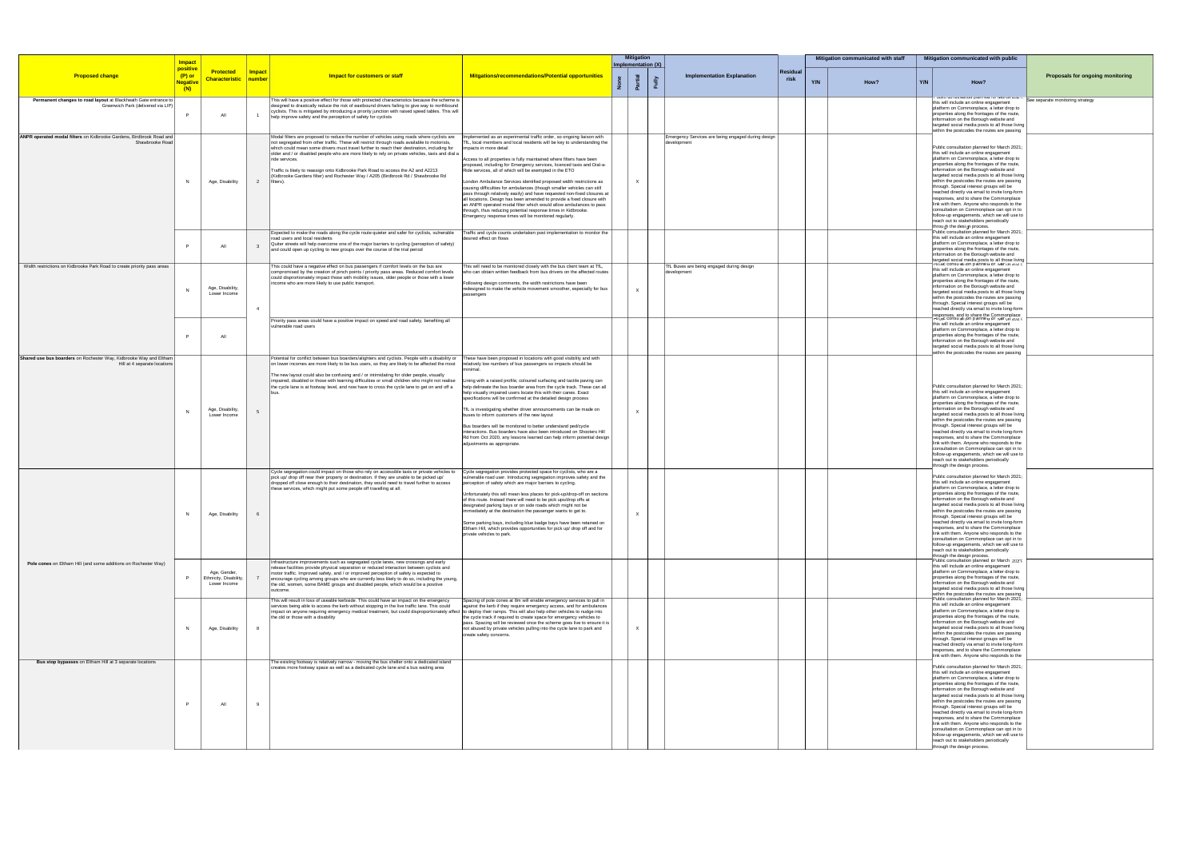| Proposed change | Impact positive (P) or Negative (N) | Protected Characteristic | Impact number | Impact for customers or staff | Mitigations/recommendations/Potential opportunities | Mitigation Implementation (X) | | | Implementation Explanation | Residual risk | Mitigation communicated with staff | | Mitigation communicated with public | | Proposals for ongoing monitoring |
|---|---|---|---|---|---|---|---|---|---|---|---|---|---|---|---|
| | | | | | | None | Partial | Fully | | | Y/N | How? | Y/N | How? | |
| Permanent changes to road layout at Blackheath Gate entrance to Greenwich Park (delivered via LIP) | P | All | 1 | This will have a positive effect for those with protected characteristics because the scheme is designed to drastically reduce the risk of eastbound drivers failing to give way to northbound cyclists. This is mitigated by introducing a priority junction with raised speed tables. This will help improve safety and the perception of safety for cyclists | | | | | | | | | | Public consultation planned for March 2021; this will include an online engagement platform on Commonplace, a letter drop to properties along the frontages of the route, information on the Borough website and targeted social media posts to all those living within the postcodes the routes are passing | See separate monitoring strategy |
| ANPR operated modal filters on Kidbrooke Gardens, Birdbrook Road and Shawbrooke Road | N | Age, Disability | 2 | Modal filters are proposed to reduce the number of vehicles using roads where cyclists are not segregated from other traffic. These will restrict through roads available to motorists, which could mean some drivers must travel further to reach their destination, including for older and / or disabled people who are more likely to rely on private vehicles, taxis and dial a ride services.<br><br>Traffic is likely to reassign onto Kidbrooke Park Road to access the A2 and A2213 (Kidbrooke Gardens filter) and Rochester Way / A205 (Birdbrook Rd / Shawbrooke Rd filters). | Implemented as an experimental traffic order, so ongoing liaison with TfL, local members and local residents will be key to understanding the impacts in more detail<br><br>Access to all properties is fully maintained where filters have been proposed, including for Emergency services, licenced taxis and Dial-a-Ride services, all of which will be exempted in the ETO<br><br>London Ambulance Services identified proposed width restrictions as causing difficulties for ambulances (though smaller vehicles can still pass through relatively easily) and have requested non-fixed closures at all locations. Design has been amended to provide a fixed closure with an ANPR operated modal filter which would allow ambulances to pass through, thus reducing potential response times in Kidbrooke. Emergency response times will be monitored regularly. | | X | | Emergency Services are being engaged during design development | | | | | Public consultation planned for March 2021; this will include an online engagement platform on Commonplace, a letter drop to properties along the frontages of the route, information on the Borough website and targeted social media posts to all those living within the postcodes the routes are passing through. Special interest groups will be reached directly via email to invite long-form responses, and to share the Commonplace link with them. Anyone who responds to the consultation on Commonplace can opt in to follow-up engagements, which we will use to reach out to stakeholders periodically through the design process. | |
| | P | All | 3 | Expected to make the roads along the cycle route quieter and safer for cyclists, vulnerable road users and local residents<br>Quieter streets will help overcome one of the major barriers to cycling (perception of safety) and could open up cycling to new groups over the course of the trial period | Traffic and cycle counts undertaken post implementation to monitor the desired effect on flows | | | | | | | | | Public consultation planned for March 2021; this will include an online engagement platform on Commonplace, a letter drop to properties along the frontages of the route, information on the Borough website and targeted social media posts to all those living | |
| Width restrictions on Kidbrooke Park Road to create priority pass areas | N | Age, Disability, Lower Income | 4 | This could have a negative effect on bus passengers if comfort levels on the bus are compromised by the creation of pinch points / priority pass areas. Reduced comfort levels could disproportionately impact those with mobility issues, older people or those with a lower income who are more likely to use public transport. | This will need to be monitored closely with the bus client team at TfL who can obtain written feedback from bus drivers on the affected routes<br><br>Following design comments, the width restrictions have been redesigned to make the vehicle movement smoother, especially for bus passengers | | X | | TfL Buses are being engaged during design development | | | | | Public consultation planned for March 2021; this will include an online engagement platform on Commonplace, a letter drop to properties along the frontages of the route, information on the Borough website and targeted social media posts to all those living within the postcodes the routes are passing through. Special interest groups will be reached directly via email to invite long-form responses, and to share the Commonplace | |
| | P | All | | Priority pass areas could have a positive impact on speed and road safety, benefiting all vulnerable road users | | | | | | | | | | Public consultation planned for March 2021; this will include an online engagement platform on Commonplace, a letter drop to properties along the frontages of the route, information on the Borough website and targeted social media posts to all those living within the postcodes the routes are passing | |
| Shared use bus boarders on Rochester Way, Kidbrooke Way and Eltham Hill at 4 separate locations | N | Age, Disability, Lower Income | 5 | Potential for conflict between bus boarders/alighters and cyclists. People with a disability or on lower incomes are more likely to be bus users, so they are likely to be affected the most<br><br>The new layout could also be confusing and / or intimidating for older people, visually impaired, disabled or those with learning difficulties or small children who might not realise the cycle lane is at footway level, and now have to cross the cycle lane to get on and off a bus. | These have been proposed in locations with good visibility and with relatively low numbers of bus passengers so impacts should be minimal.<br><br>Lining with a raised profile, coloured surfacing and tactile paving can help delineate the bus boarder area from the cycle track. These can all help visually impaired users locate this with their canes. Exact specifications will be confirmed at the detailed design process<br><br>TfL is investigating whether driver announcements can be made on buses to inform customers of the new layout<br><br>Bus boarders will be monitored to better understand ped/cycle interactions. Bus boarders have also been introduced on Shooters Hill Rd from Oct 2020, any lessons learned can help inform potential design adjustments as appropriate. | | X | | | | | | | Public consultation planned for March 2021; this will include an online engagement platform on Commonplace, a letter drop to properties along the frontages of the route, information on the Borough website and targeted social media posts to all those living within the postcodes the routes are passing through. Special interest groups will be reached directly via email to invite long-form responses, and to share the Commonplace link with them. Anyone who responds to the consultation on Commonplace can opt in to follow-up engagements, which we will use to reach out to stakeholders periodically through the design process. | |
| | N | Age, Disability | 6 | Cycle segregation could impact on those who rely on accessible taxis or private vehicles to pick up/ drop off near their property or destination. If they are unable to be picked up/ dropped off close enough to their destination, they would need to travel further to access these services, which might put some people off travelling at all. | Cycle segregation provides protected space for cyclists, who are a vulnerable road user. Introducing segregation improves safety and the perception of safety which are major barriers to cycling.<br><br>Unfortunately this will mean less places for pick-up/drop-off on sections of this route. Instead there will need to be pick ups/drop offs at designated parking bays or on side roads which might not be immediately at the destination the passenger wants to get to.<br><br>Some parking bays, including blue badge bays have been retained on Eltham Hill, which provides opportunities for pick up/ drop off and for private vehicles to park. | | X | | | | | | | Public consultation planned for March 2021; this will include an online engagement platform on Commonplace, a letter drop to properties along the frontages of the route, information on the Borough website and targeted social media posts to all those living within the postcodes the routes are passing through. Special interest groups will be reached directly via email to invite long-form responses, and to share the Commonplace link with them. Anyone who responds to the consultation on Commonplace can opt in to follow-up engagements, which we will use to reach out to stakeholders periodically through the design process. | |
| Pole cones on Eltham Hill (and some additions on Rochester Way) | P | Age, Gender, Ethnicity, Disability, Lower Income | 7 | Infrastructure improvements such as segregated cycle lanes, new crossings and early release facilities provide physical separation or reduced interaction between cyclists and motor traffic. Improved safety, and / or improved perception of safety is expected to encourage cycling among groups who are currently less likely to do so, including the young, the old, women, some BAME groups and disabled people, which would be a positive outcome. | | | | | | | | | | Public consultation planned for March 2021; this will include an online engagement platform on Commonplace, a letter drop to properties along the frontages of the route, information on the Borough website and targeted social media posts to all those living within the postcodes the routes are passing | |
| | N | Age, Disability | 8 | This will result in loss of useable kerbside. This could have an impact on the emergency services being able to access the kerb without stopping in the live traffic lane. This could impact on anyone requiring emergency medical treatment, but could disproportionately affect the old or those with a disability | Spacing of pole cones at 8m will enable emergency services to pull in against the kerb if they require emergency access, and for ambulances to deploy their ramps. This will also help other vehicles to nudge into the cycle track if required to create space for emergency vehicles to pass. Spacing will be reviewed once the scheme goes live to ensure it is not abused by private vehicles pulling into the cycle lane to park and create safety concerns. | | X | | | | | | | Public consultation planned for March 2021; this will include an online engagement platform on Commonplace, a letter drop to properties along the frontages of the route, information on the Borough website and targeted social media posts to all those living within the postcodes the routes are passing through. Special interest groups will be reached directly via email to invite long-form responses, and to share the Commonplace link with them. Anyone who responds to the | |
| Bus stop bypasses on Eltham Hill at 3 separate locations | P | All | 9 | The existing footway is relatively narrow - moving the bus shelter onto a dedicated island creates more footway space as well as a dedicated cycle lane and a bus waiting area | | | | | | | | | | Public consultation planned for March 2021; this will include an online engagement platform on Commonplace, a letter drop to properties along the frontages of the route, information on the Borough website and targeted social media posts to all those living within the postcodes the routes are passing through. Special interest groups will be reached directly via email to invite long-form responses, and to share the Commonplace link with them. Anyone who responds to the consultation on Commonplace can opt in to follow-up engagements, which we will use to reach out to stakeholders periodically through the design process. | |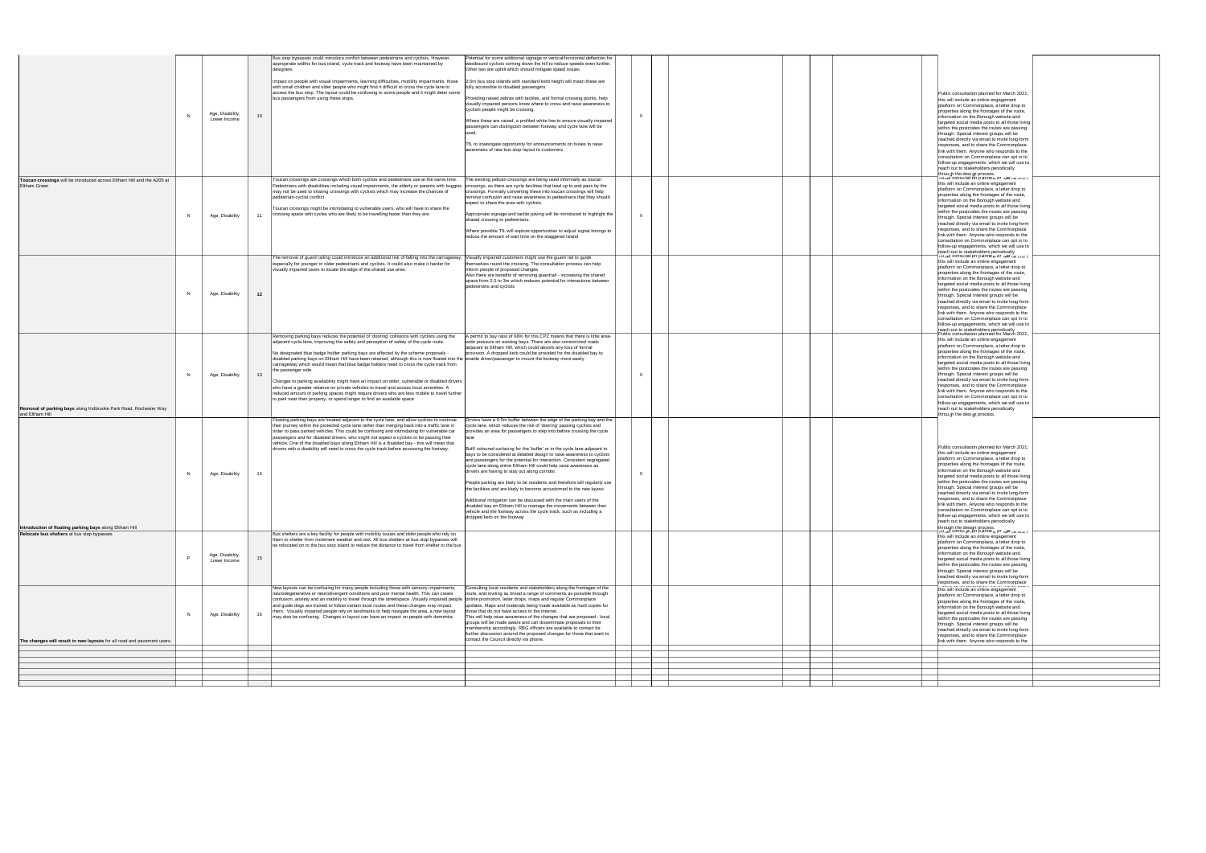| | | | | | | | | | | | | |
|---|---|---|---|---|---|---|---|---|---|---|---|---|
| | N | Age, Disability, Lower Income | 10 | Bus stop bypasses could introduce conflict between pedestrians and cyclists. However, appropriate widths for bus island, cycle track and footway have been maintained by designers<br><br>Impact on people with visual impairments, learning difficulties, mobility impairments, those with small children and older people who might find it difficult to cross the cycle lane to access the bus stop. The layout could be confusing to some people and it might deter some bus passengers from using these stops. | Potential for some additional signage or vertical/horizontal deflection for westbound cyclists coming down the hill to reduce speeds even further. Other two are uphill which should mitigate speed issues<br><br>2.5m bus stop islands with standard kerb height will mean these are fully accessible to disabled passengers<br><br>Providing raised zebras with tactiles, and formal crossing points, help visually impaired persons know where to cross and raise awareness to cyclists people might be crossing.<br><br>Where these are raised, a profiled white line to ensure visually impaired passengers can distinguish between footway and cycle lane will be used.<br><br>TfL to investigate opportunity for announcements on buses to raise awareness of new bus stop layout to customers. | | X | | | | Public consultation planned for March 2021; this will include an online engagement platform on Commonplace, a letter drop to properties along the frontages of the route, information on the Borough website and targeted social media posts to all those living within the postcodes the routes are passing through. Special interest groups will be reached directly via email to invite long-form responses, and to share the Commonplace link with them. Anyone who responds to the consultation on Commonplace can opt in to follow-up engagements, which we will use to reach out to stakeholders periodically through the design process. | |
| **Toucan crossings** will be introduced across Eltham Hill and the A205 at Eltham Green | N | Age, Disability | 11 | Toucan crossings are crossings which both cyclists and pedestrians use at the same time. Pedestrians with disabilities including visual impairments, the elderly or parents with buggies may not be used to sharing crossings with cyclists which may increase the chances of pedestrian-cyclist conflict.<br><br>Toucan crossings might be intimidating to vulnerable users, who will have to share the crossing space with cycles who are likely to be travelling faster than they are. | The existing pelican crossings are being used informally as toucan crossings, as there are cycle facilities that lead up to and pass by the crossings. Formally converting these into toucan crossings will help remove confusion and raise awareness to pedestrians that they should expect to share the area with cyclists.<br><br>Appropriate signage and tactile paving will be introduced to highlight the shared crossing to pedestrians.<br><br>Where possible TfL will explore opportunities to adjust signal timings to reduce the amount of wait time on the staggered island | | X | | | | Public consultation planned for March 2021; this will include an online engagement platform on Commonplace, a letter drop to properties along the frontages of the route, information on the Borough website and targeted social media posts to all those living within the postcodes the routes are passing through. Special interest groups will be reached directly via email to invite long-form responses, and to share the Commonplace link with them. Anyone who responds to the consultation on Commonplace can opt in to follow-up engagements, which we will use to reach out to stakeholders periodically | |
| | N | Age, Disability | 12 | The removal of guard railing could introduce an additional risk of falling into the carriageway, especially for younger or older pedestrians and cyclists. It could also make it harder for visually impaired users to locate the edge of the shared use area. | Visually impaired customers might use the guard rail to guide themselves round the crossing. The consultation process can help inform people of proposed changes<br>Also there are benefits of removing guardrail - increasing the shared space from 2.5 to 3m which reduces potential for interactions between pedestrians and cyclists | | | | | | Public consultation planned for March 2021; this will include an online engagement platform on Commonplace, a letter drop to properties along the frontages of the route, information on the Borough website and targeted social media posts to all those living within the postcodes the routes are passing through. Special interest groups will be reached directly via email to invite long-form responses, and to share the Commonplace link with them. Anyone who responds to the consultation on Commonplace can opt in to follow-up engagements, which we will use to reach out to stakeholders periodically | |
| **Removal of parking bays** along Kidbrooke Park Road, Rochester Way and Eltham Hill | N | Age, Disability | 13 | Removing parking bays reduces the potential of 'dooring' collisions with cyclists using the adjacent cycle route, improving the safety and perception of safety of the cycle route.<br><br>No designated blue badge holder parking bays are affected by the scheme proposals - disabled parking bays on Eltham Hill have been retained, although this is now floated into the carriageway which would mean that blue badge holders need to cross the cycle track from the passenger side.<br><br>Changes to parking availability might have an impact on older, vulnerable or disabled drivers who have a greater reliance on private vehicles to travel and access local amenities. A reduced amount of parking spaces might require drivers who are less mobile to travel further to park near their property, or spend longer to find an available space | A permit to bay ratio of 68% for this CPZ means that there is little area-wide pressure on existing bays. There are also unrestricted roads adjacent to Eltham Hill, which could absorb any loss of formal provision. A dropped kerb could be provided for the disabled bay to enable driver/passenger to mount the footway more easily | | X | | | | Public consultation planned for March 2021; this will include an online engagement platform on Commonplace, a letter drop to properties along the frontages of the route, information on the Borough website and targeted social media posts to all those living within the postcodes the routes are passing through. Special interest groups will be reached directly via email to invite long-form responses, and to share the Commonplace link with them. Anyone who responds to the consultation on Commonplace can opt in to follow-up engagements, which we will use to reach out to stakeholders periodically through the design process. | |
| **Introduction of floating parking bays** along Eltham Hill | N | Age, Disability | 14 | Floating parking bays are located adjacent to the cycle lane, and allow cyclists to continue their journey within the protected cycle lane rather than merging back into a traffic lane in order to pass parked vehicles. This could be confusing and intimidating for vulnerable car passengers and for disabled drivers, who might not expect a cyclists to be passing their vehicle. One of the disabled bays along Eltham Hill is a disabled bay - this will mean that drivers with a disability will need to cross the cycle track before accessing the footway. | Drivers have a 0.5m buffer between the edge of the parking bay and the cycle lane, which reduces the risk of 'dooring' passing cyclists and provides an area for passengers to step into before crossing the cycle lane<br><br>Buff/ coloured surfacing for the 'buffer' or in the cycle lane adjacent to bays to be considered at detailed design to raise awareness to cyclists and passengers for the potential for interaction. Consistent segregated cycle lane along entire Eltham Hill could help raise awareness as drivers are having to stay out along corridor.<br><br>People parking are likely to be residents and therefore will regularly use the facilities and are likely to become accustomed to the new layout<br><br>Additional mitigation can be discussed with the main users of the disabled bay on Eltham Hill to manage the movements between their vehicle and the footway across the cycle track, such as including a dropped kerb on the footway | | X | | | | Public consultation planned for March 2021; this will include an online engagement platform on Commonplace, a letter drop to properties along the frontages of the route, information on the Borough website and targeted social media posts to all those living within the postcodes the routes are passing through. Special interest groups will be reached directly via email to invite long-form responses, and to share the Commonplace link with them. Anyone who responds to the consultation on Commonplace can opt in to follow-up engagements, which we will use to reach out to stakeholders periodically through the design process. | |
| **Relocate bus shelters** at bus stop bypasses | P | Age, Disability, Lower Income | 15 | Bus shelters are a key facility for people with mobility issues and older people who rely on them to shelter from inclement weather and rest. All bus shelters at bus stop bypasses will be relocated on to the bus stop island to reduce the distance to travel from shelter to the bus | | | | | | | Public consultation planned for March 2021; this will include an online engagement platform on Commonplace, a letter drop to properties along the frontages of the route, information on the Borough website and targeted social media posts to all those living within the postcodes the routes are passing through. Special interest groups will be reached directly via email to invite long-form responses, and to share the Commonplace | |
| The changes will result in new layouts for all road and pavement users. | N | Age, Disability | 16 | New layouts can be confusing for many people including those with sensory impairments, neurodegenerative or neurodivergent conditions and poor mental health. This can create confusion, anxiety and an inability to travel through the streetspace .Visually impaired people and guide dogs are trained to follow certain local routes and these changes may impact them. Visually impaired people rely on landmarks to help navigate the area, a new layout may also be confusing. Changes in layout can have an impact on people with dementia. | Consulting local residents and stakeholders along the frontages of the route, and inviting as broad a range of comments as possible through online promotion, letter drops, maps and regular Commonplace updates. Maps and materials being made available as hard copies for those that do not have access to the internet.<br>This will help raise awareness of the changes that are proposed - local groups will be made aware and can disseminate proposals to their membership accordingly. RBG officers are available to contact for further discussion around the proposed changes for those that want to contact the Council directly via phone. | | | | | | this will include an online engagement platform on Commonplace, a letter drop to properties along the frontages of the route, information on the Borough website and targeted social media posts to all those living within the postcodes the routes are passing through. Special interest groups will be reached directly via email to invite long-form responses, and to share the Commonplace link with them. Anyone who responds to the | |